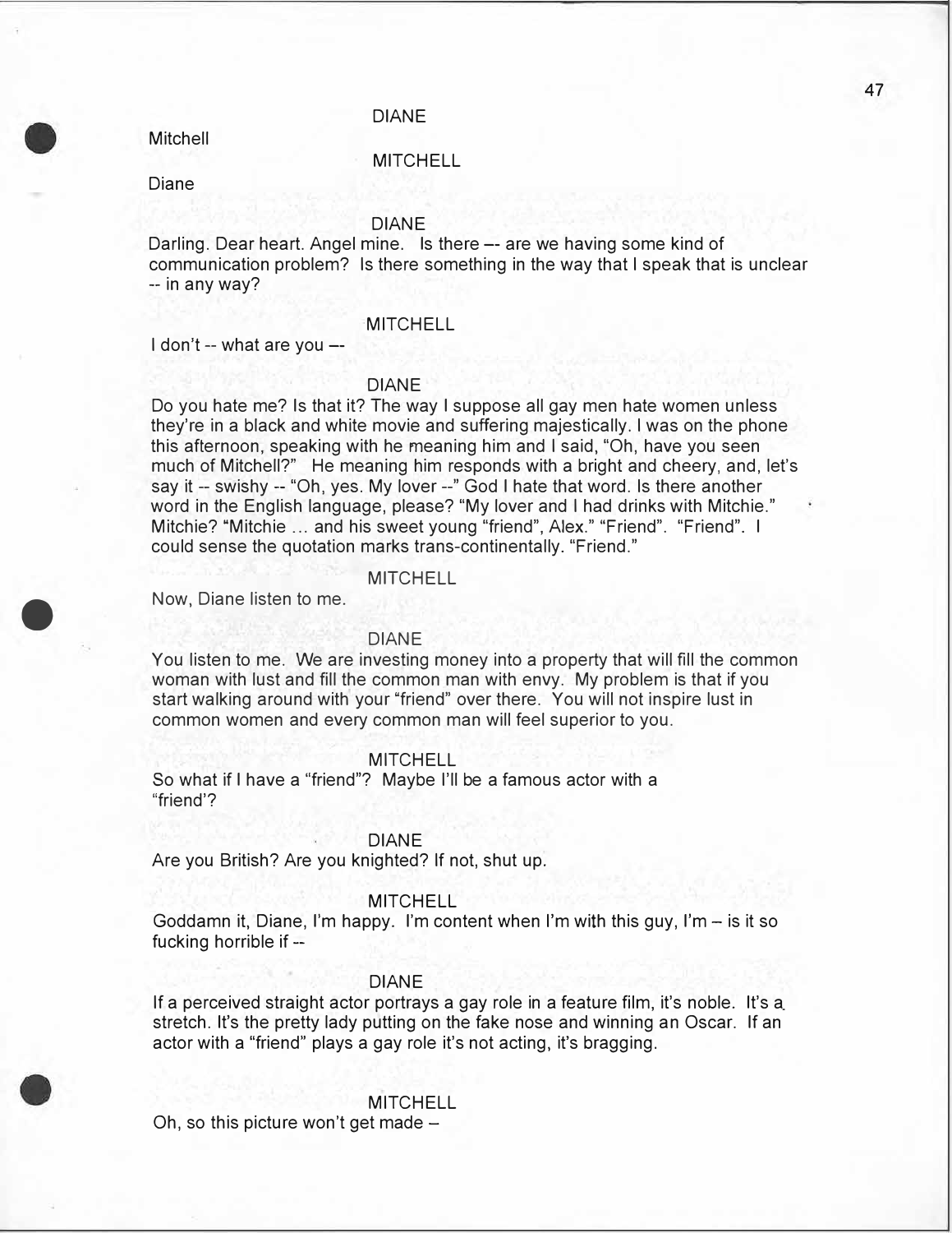DIANE

Mitchell

MITCHELL

Diane

DIANE

Darling. Dear heart. Angel mine. Is there –- are we having some kind of communication problem? Is there something in the way that I speak that is unclear -- in any way?

MITCHELL

I don't -- what are you –-

DIANE

Do you hate me? Is that it? The way I suppose all gay men hate women unless they're in a black and white movie and suffering majestically. I was on the phone this afternoon, speaking with he meaning him and I said, "Oh, have you seen much of Mitchell?" He meaning him responds with a bright and cheery, and, let's say it -- swishy -- "Oh, yes. My lover --" God I hate that word. Is there another word in the English language, please? "My lover and I had drinks with Mitchie." Mitchie? "Mitchie … and his sweet young "friend", Alex." "Friend". "Friend". I could sense the quotation marks trans-continentally. "Friend."

MITCHELL

Now, Diane listen to me.

DIANE

You listen to me. We are investing money into a property that will fill the common woman with lust and fill the common man with envy. My problem is that if you start walking around with your "friend" over there. You will not inspire lust in common women and every common man will feel superior to you.

MITCHELL

So what if I have a "friend"? Maybe I'll be a famous actor with a "friend'?

DIANE

Are you British? Are you knighted? If not, shut up.

MITCHELL

Goddamn it, Diane, I'm happy. I'm content when I'm with this guy, I'm – is it so fucking horrible if --

DIANE

If a perceived straight actor portrays a gay role in a feature film, it's noble. It's a stretch. It's the pretty lady putting on the fake nose and winning an Oscar. If an actor with a "friend" plays a gay role it's not acting, it's bragging.

MITCHELL

Oh, so this picture won't get made –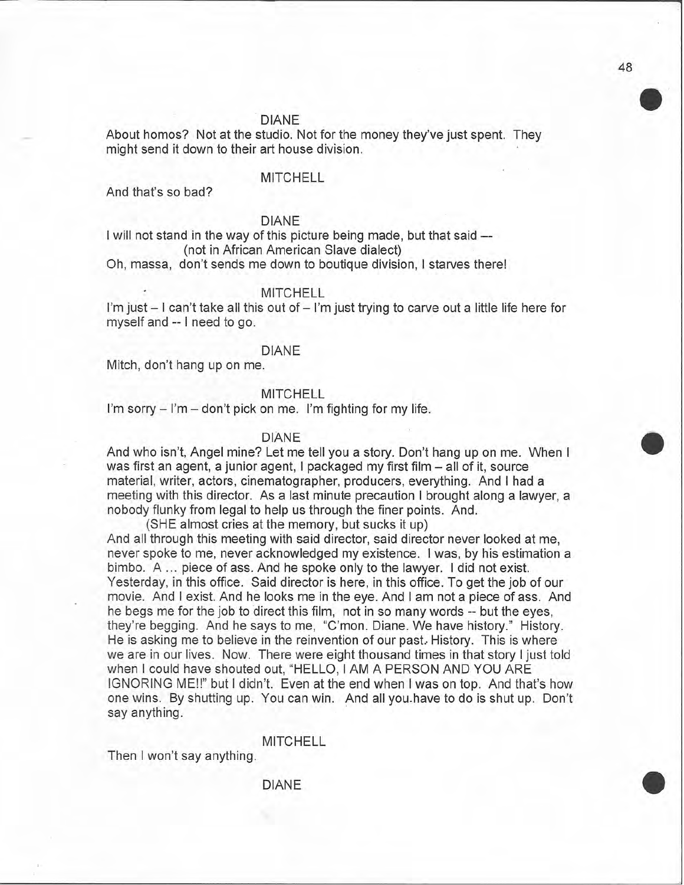DIANE

About homos? Not at the studio. Not for the money they've just spent. They might send it down to their art house division.

MITCHELL

And that's so bad?

DIANE

I will not stand in the way of this picture being made, but that said —
(not in African American Slave dialect)
Oh, massa, don't sends me down to boutique division, I starves there!

MITCHELL

I'm just – I can't take all this out of – I'm just trying to carve out a little life here for myself and -- I need to go.

DIANE

Mitch, don't hang up on me.

MITCHELL

I'm sorry – I'm – don't pick on me. I'm fighting for my life.

DIANE

And who isn't, Angel mine? Let me tell you a story. Don't hang up on me. When I was first an agent, a junior agent, I packaged my first film – all of it, source material, writer, actors, cinematographer, producers, everything. And I had a meeting with this director. As a last minute precaution I brought along a lawyer, a nobody flunky from legal to help us through the finer points. And.
(SHE almost cries at the memory, but sucks it up)
And all through this meeting with said director, said director never looked at me, never spoke to me, never acknowledged my existence. I was, by his estimation a bimbo. A ... piece of ass. And he spoke only to the lawyer. I did not exist. Yesterday, in this office. Said director is here, in this office. To get the job of our movie. And I exist. And he looks me in the eye. And I am not a piece of ass. And he begs me for the job to direct this film, not in so many words -- but the eyes, they're begging. And he says to me, "C'mon. Diane. We have history." History. He is asking me to believe in the reinvention of our past. History. This is where we are in our lives. Now. There were eight thousand times in that story I just told when I could have shouted out, "HELLO, I AM A PERSON AND YOU ARE IGNORING ME!!" but I didn't. Even at the end when I was on top. And that's how one wins. By shutting up. You can win. And all you have to do is shut up. Don't say anything.

MITCHELL

Then I won't say anything.

DIANE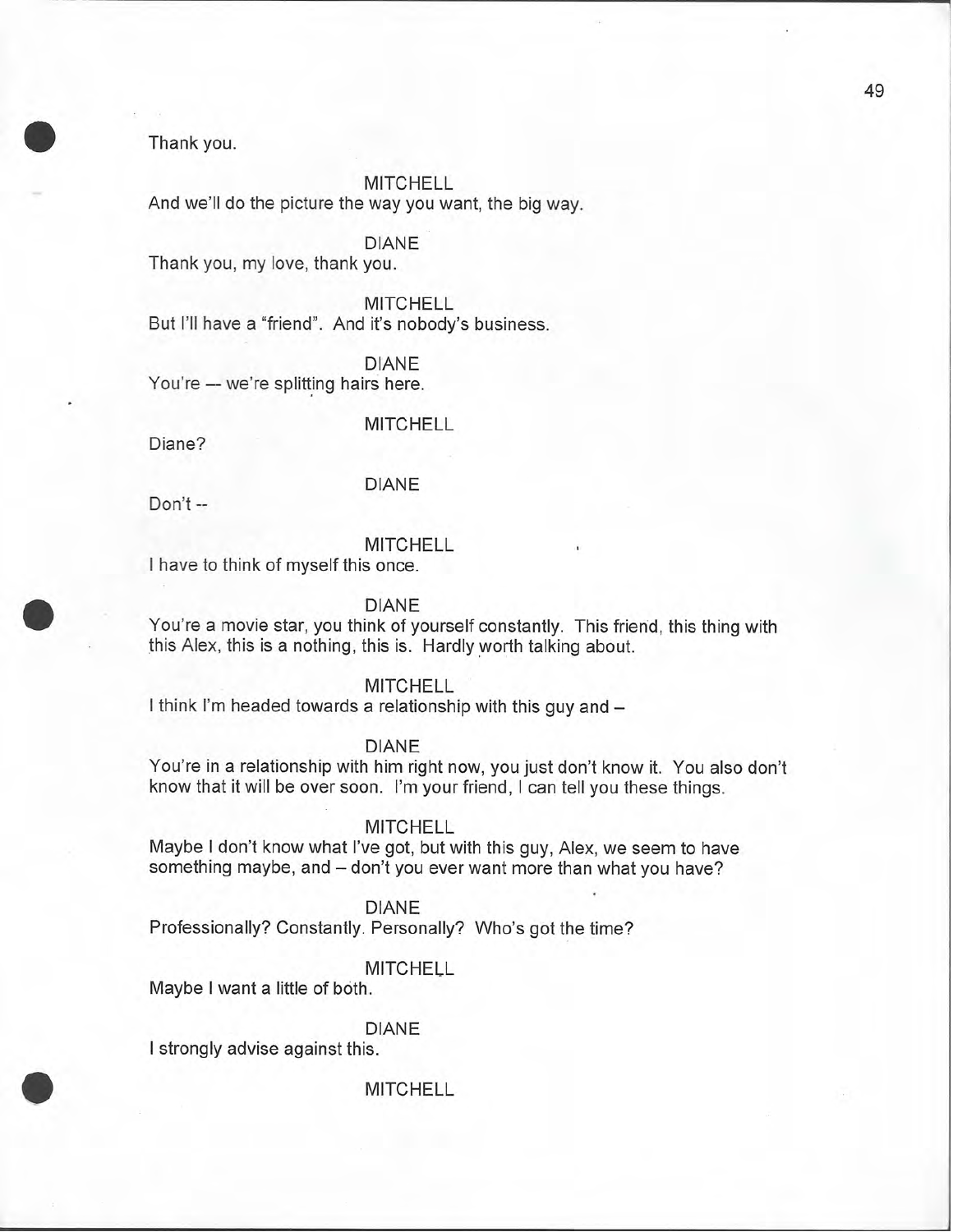Thank you.

MITCHELL

And we'll do the picture the way you want, the big way.

DIANE

Thank you, my love, thank you.

MITCHELL

But I'll have a "friend". And it's nobody's business.

DIANE

You're — we're splitting hairs here.

MITCHELL

Diane?

DIANE

Don't --

MITCHELL

I have to think of myself this once.

DIANE

You're a movie star, you think of yourself constantly. This friend, this thing with this Alex, this is a nothing, this is. Hardly worth talking about.

MITCHELL

I think I'm headed towards a relationship with this guy and –

DIANE

You're in a relationship with him right now, you just don't know it. You also don't know that it will be over soon. I'm your friend, I can tell you these things.

MITCHELL

Maybe I don't know what I've got, but with this guy, Alex, we seem to have something maybe, and – don't you ever want more than what you have?

DIANE

Professionally? Constantly. Personally? Who's got the time?

MITCHELL

Maybe I want a little of both.

DIANE

I strongly advise against this.

MITCHELL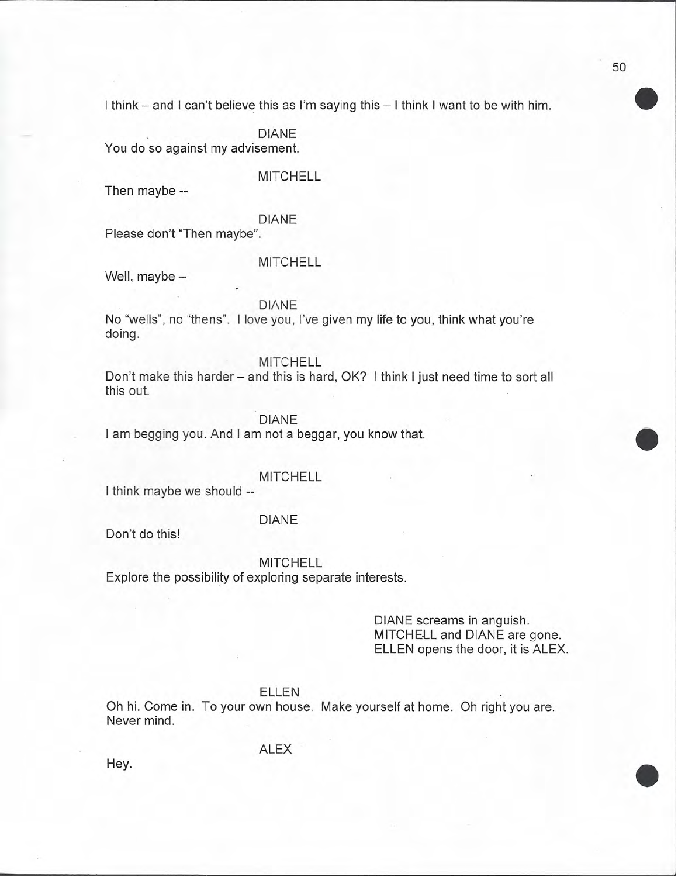I think – and I can't believe this as I'm saying this – I think I want to be with him.

DIANE
You do so against my advisement.

MITCHELL
Then maybe --

DIANE
Please don't "Then maybe".

MITCHELL
Well, maybe –

DIANE
No "wells", no "thens". I love you, I've given my life to you, think what you're doing.

MITCHELL
Don't make this harder – and this is hard, OK? I think I just need time to sort all this out.

DIANE
I am begging you. And I am not a beggar, you know that.

MITCHELL
I think maybe we should --

DIANE
Don't do this!

MITCHELL
Explore the possibility of exploring separate interests.

DIANE screams in anguish.
MITCHELL and DIANE are gone.
ELLEN opens the door, it is ALEX.

ELLEN
Oh hi. Come in. To your own house. Make yourself at home. Oh right you are. Never mind.

ALEX
Hey.